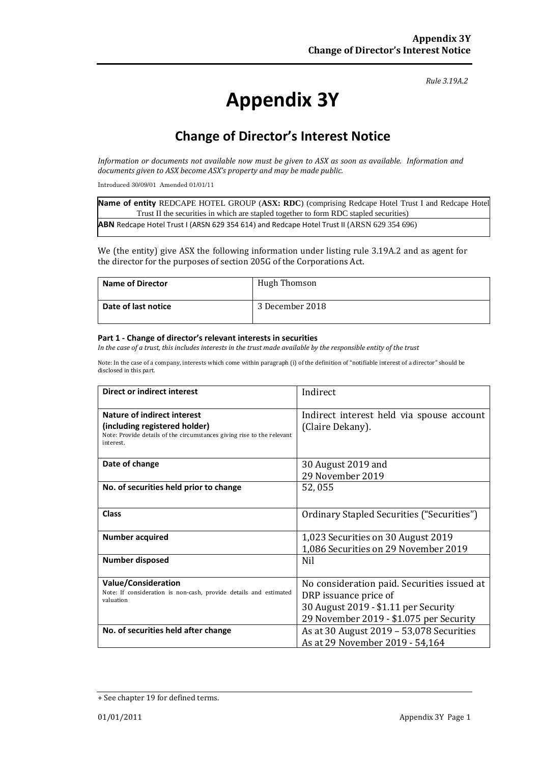*Rule 3.19A.2*

# Appendix 3Y

## Change of Director's Interest Notice

*Information or documents not available now must be given to ASX as soon as available. Information and documents given to ASX become ASX's property and may be made public.*

Introduced 30/09/01 Amended 01/01/11

| **Name of entity** REDCAPE HOTEL GROUP (**ASX: RDC**) (comprising Redcape Hotel Trust I and Redcape Hotel Trust II the securities in which are stapled together to form RDC stapled securities) |
|---|
| **ABN** Redcape Hotel Trust I (ARSN 629 354 614) and Redcape Hotel Trust II (ARSN 629 354 696) |

We (the entity) give ASX the following information under listing rule 3.19A.2 and as agent for the director for the purposes of section 205G of the Corporations Act.

| **Name of Director** | Hugh Thomson |
|---|---|
| **Date of last notice** | 3 December 2018 |

#### Part 1 - Change of director's relevant interests in securities

*In the case of a trust, this includes interests in the trust made available by the responsible entity of the trust*

Note: In the case of a company, interests which come within paragraph (i) of the definition of "notifiable interest of a director" should be disclosed in this part.

| **Direct or indirect interest** | Indirect |
|---|---|
| **Nature of indirect interest (including registered holder)**<br>Note: Provide details of the circumstances giving rise to the relevant interest. | Indirect interest held via spouse account (Claire Dekany). |
| **Date of change** | 30 August 2019 and<br>29 November 2019 |
| **No. of securities held prior to change** | 52, 055 |
| **Class** | Ordinary Stapled Securities ("Securities") |
| **Number acquired** | 1,023 Securities on 30 August 2019<br>1,086 Securities on 29 November 2019 |
| **Number disposed** | Nil |
| **Value/Consideration**<br>Note: If consideration is non-cash, provide details and estimated valuation | No consideration paid. Securities issued at DRP issuance price of<br>30 August 2019 - $1.11 per Security<br>29 November 2019 - $1.075 per Security |
| **No. of securities held after change** | As at 30 August 2019 – 53,078 Securities<br>As at 29 November 2019 - 54,164 |

+ See chapter 19 for defined terms.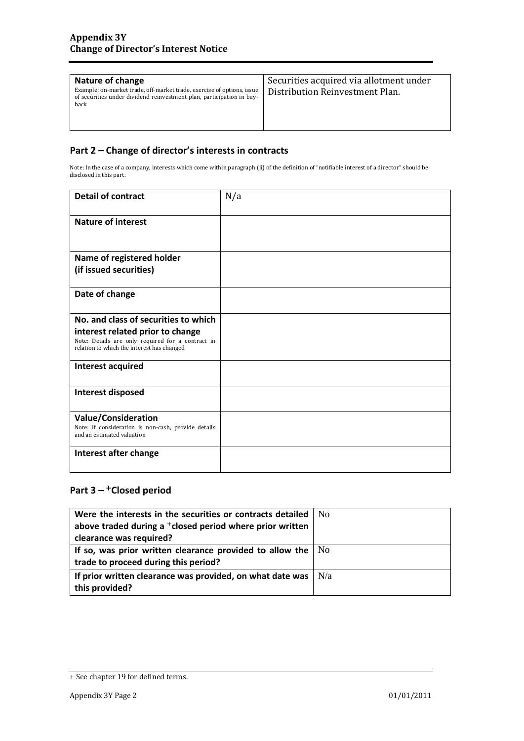| | |
|---|---|
| **Nature of change**<br>Example: on-market trade, off-market trade, exercise of options, issue of securities under dividend reinvestment plan, participation in buy-back | Securities acquired via allotment under Distribution Reinvestment Plan. |

## Part 2 – Change of director's interests in contracts

Note: In the case of a company, interests which come within paragraph (ii) of the definition of "notifiable interest of a director" should be disclosed in this part.

| | |
|---|---|
| **Detail of contract** | N/a |
| **Nature of interest** | |
| **Name of registered holder (if issued securities)** | |
| **Date of change** | |
| **No. and class of securities to which interest related prior to change**<br>Note: Details are only required for a contract in relation to which the interest has changed | |
| **Interest acquired** | |
| **Interest disposed** | |
| **Value/Consideration**<br>Note: If consideration is non-cash, provide details and an estimated valuation | |
| **Interest after change** | |

## Part 3 – +Closed period

| | |
|---|---|
| **Were the interests in the securities or contracts detailed above traded during a +closed period where prior written clearance was required?** | No |
| **If so, was prior written clearance provided to allow the trade to proceed during this period?** | No |
| **If prior written clearance was provided, on what date was this provided?** | N/a |

+ See chapter 19 for defined terms.